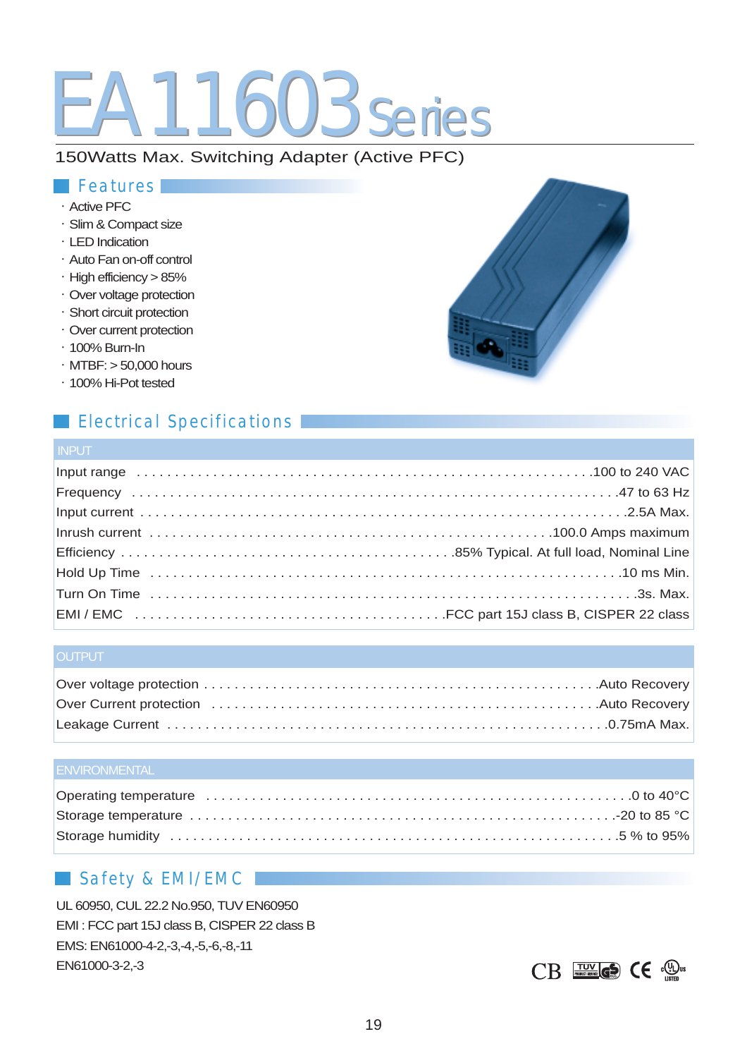# EA11603 Series

150Watts Max. Switching Adapter (Active PFC)

## Features

- Active PFC
- Slim & Compact size
- LED Indication
- Auto Fan on-off control
- High efficiency > 85%
- Over voltage protection
- Short circuit protection
- Over current protection
- 100% Burn-In
- MTBF: > 50,000 hours
- 100% Hi-Pot tested

## Electrical Specifications

### INPUT

| Parameter | Value |
|---|---|
| Input range | 100 to 240 VAC |
| Frequency | 47 to 63 Hz |
| Input current | 2.5A Max. |
| Inrush current | 100.0 Amps maximum |
| Efficiency | 85% Typical. At full load, Nominal Line |
| Hold Up Time | 10 ms Min. |
| Turn On Time | 3s. Max. |
| EMI / EMC | FCC part 15J class B, CISPER 22 class |

### OUTPUT

| Parameter | Value |
|---|---|
| Over voltage protection | Auto Recovery |
| Over Current protection | Auto Recovery |
| Leakage Current | 0.75mA Max. |

### ENVIRONMENTAL

| Parameter | Value |
|---|---|
| Operating temperature | 0 to 40°C |
| Storage temperature | -20 to 85 °C |
| Storage humidity | 5 % to 95% |

## Safety & EMI/EMC

UL 60950, CUL 22.2 No.950, TUV EN60950

EMI : FCC part 15J class B, CISPER 22 class B

EMS: EN61000-4-2,-3,-4,-5,-6,-8,-11

EN61000-3-2,-3

CB TUV GS CE cULus LISTED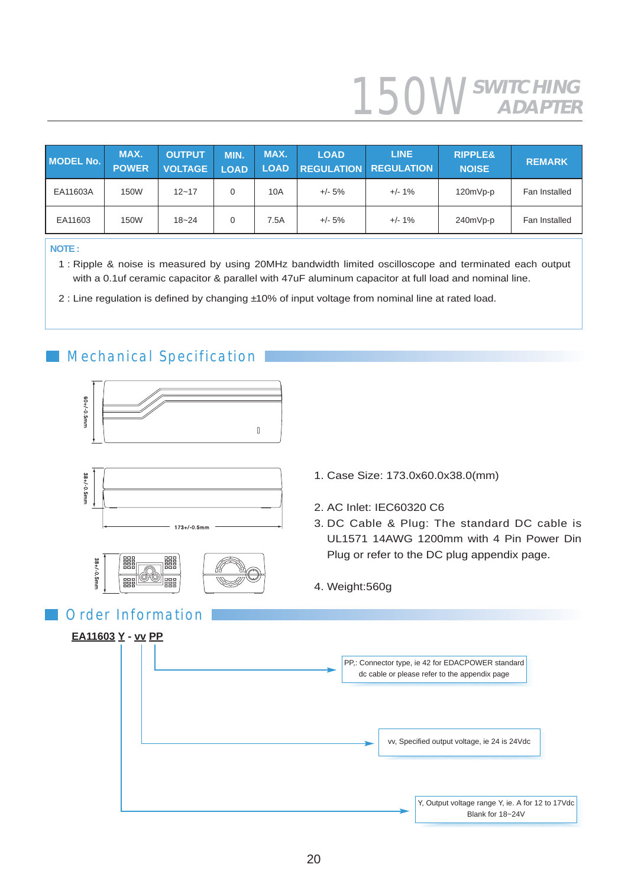# 150W SWITCHING ADAPTER

| MODEL No. | MAX. POWER | OUTPUT VOLTAGE | MIN. LOAD | MAX. LOAD | LOAD REGULATION | LINE REGULATION | RIPPLE& NOISE | REMARK |
|---|---|---|---|---|---|---|---|---|
| EA11603A | 150W | 12~17 | 0 | 10A | +/- 5% | +/- 1% | 120mVp-p | Fan Installed |
| EA11603 | 150W | 18~24 | 0 | 7.5A | +/- 5% | +/- 1% | 240mVp-p | Fan Installed |

**NOTE :**

1 : Ripple & noise is measured by using 20MHz bandwidth limited oscilloscope and terminated each output with a 0.1uf ceramic capacitor & parallel with 47uF aluminum capacitor at full load and nominal line.

2 : Line regulation is defined by changing ±10% of input voltage from nominal line at rated load.

## Mechanical Specification

60+/-0.5mm

38+/-0.5mm

173+/-0.5mm

38+/-0.5mm

1. Case Size: 173.0x60.0x38.0(mm)
2. AC Inlet: IEC60320 C6
3. DC Cable & Plug: The standard DC cable is UL1571 14AWG 1200mm with 4 Pin Power Din Plug or refer to the DC plug appendix page.
4. Weight:560g

## Order Information

**EA11603 Y - vv PP**

PP,: Connector type, ie 42 for EDACPOWER standard dc cable or please refer to the appendix page

vv, Specified output voltage, ie 24 is 24Vdc

Y, Output voltage range Y, ie. A for 12 to 17Vdc Blank for 18~24V